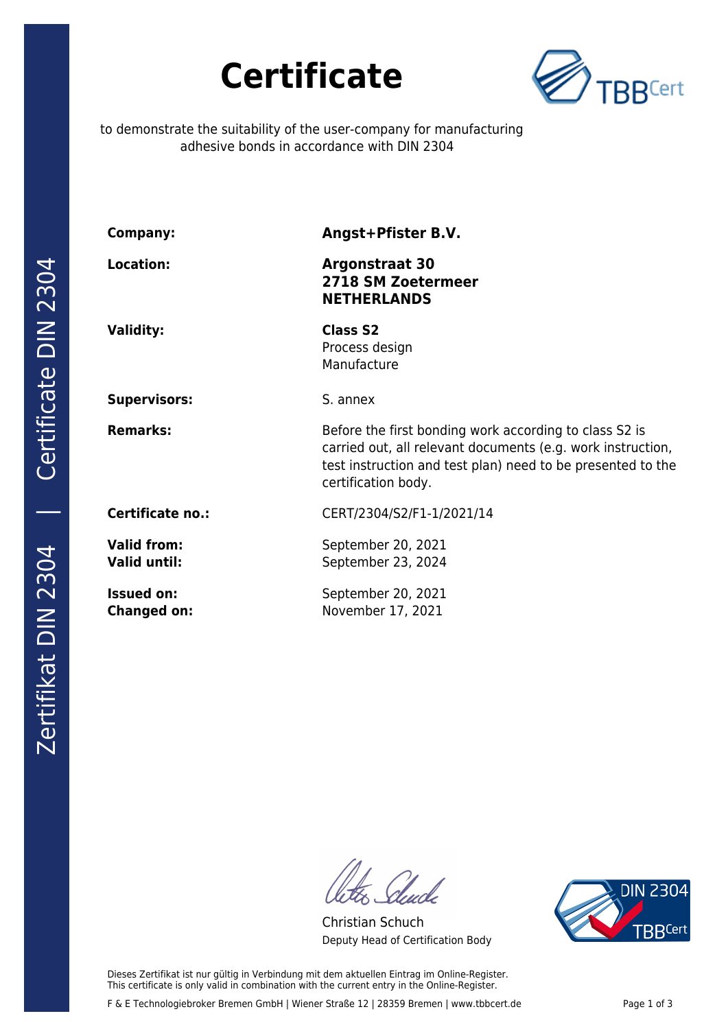# Certificate

to demonstrate the suitability of the user-company for manufacturing adhesive bonds in accordance with DIN 2304

| | |
|---|---|
| **Company:** | **Angst+Pfister B.V.** |
| **Location:** | **Argonstraat 30**<br>**2718 SM Zoetermeer**<br>**NETHERLANDS** |
| **Validity:** | **Class S2**<br>Process design<br>Manufacture |
| **Supervisors:** | S. annex |
| **Remarks:** | Before the first bonding work according to class S2 is carried out, all relevant documents (e.g. work instruction, test instruction and test plan) need to be presented to the certification body. |
| **Certificate no.:** | CERT/2304/S2/F1-1/2021/14 |
| **Valid from:**<br>**Valid until:** | September 20, 2021<br>September 23, 2024 |
| **Issued on:**<br>**Changed on:** | September 20, 2021<br>November 17, 2021 |

Christian Schuch
Deputy Head of Certification Body

Dieses Zertifikat ist nur gültig in Verbindung mit dem aktuellen Eintrag im Online-Register.
This certificate is only valid in combination with the current entry in the Online-Register.

F & E Technologiebroker Bremen GmbH | Wiener Straße 12 | 28359 Bremen | www.tbbcert.de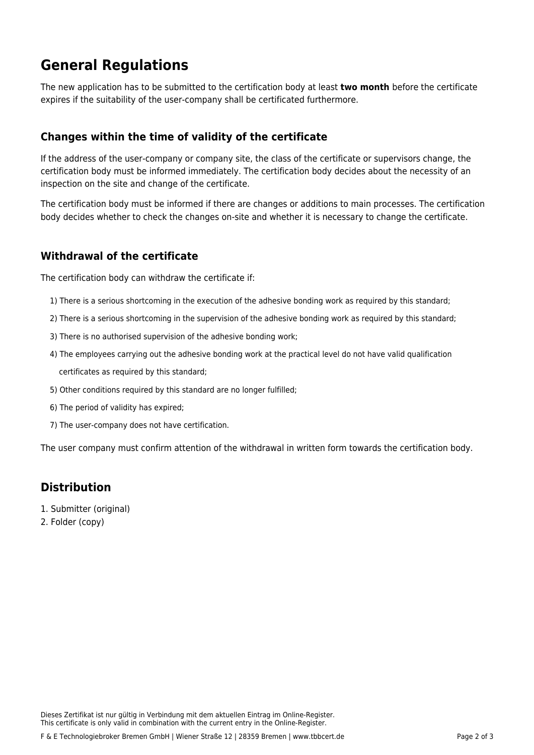# General Regulations

The new application has to be submitted to the certification body at least **two month** before the certificate expires if the suitability of the user-company shall be certificated furthermore.

## Changes within the time of validity of the certificate

If the address of the user-company or company site, the class of the certificate or supervisors change, the certification body must be informed immediately. The certification body decides about the necessity of an inspection on the site and change of the certificate.

The certification body must be informed if there are changes or additions to main processes. The certification body decides whether to check the changes on-site and whether it is necessary to change the certificate.

## Withdrawal of the certificate

The certification body can withdraw the certificate if:

1) There is a serious shortcoming in the execution of the adhesive bonding work as required by this standard;
2) There is a serious shortcoming in the supervision of the adhesive bonding work as required by this standard;
3) There is no authorised supervision of the adhesive bonding work;
4) The employees carrying out the adhesive bonding work at the practical level do not have valid qualification certificates as required by this standard;
5) Other conditions required by this standard are no longer fulfilled;
6) The period of validity has expired;
7) The user-company does not have certification.

The user company must confirm attention of the withdrawal in written form towards the certification body.

# Distribution

1. Submitter (original)
2. Folder (copy)

Dieses Zertifikat ist nur gültig in Verbindung mit dem aktuellen Eintrag im Online-Register.
This certificate is only valid in combination with the current entry in the Online-Register.

F & E Technologiebroker Bremen GmbH | Wiener Straße 12 | 28359 Bremen | www.tbbcert.de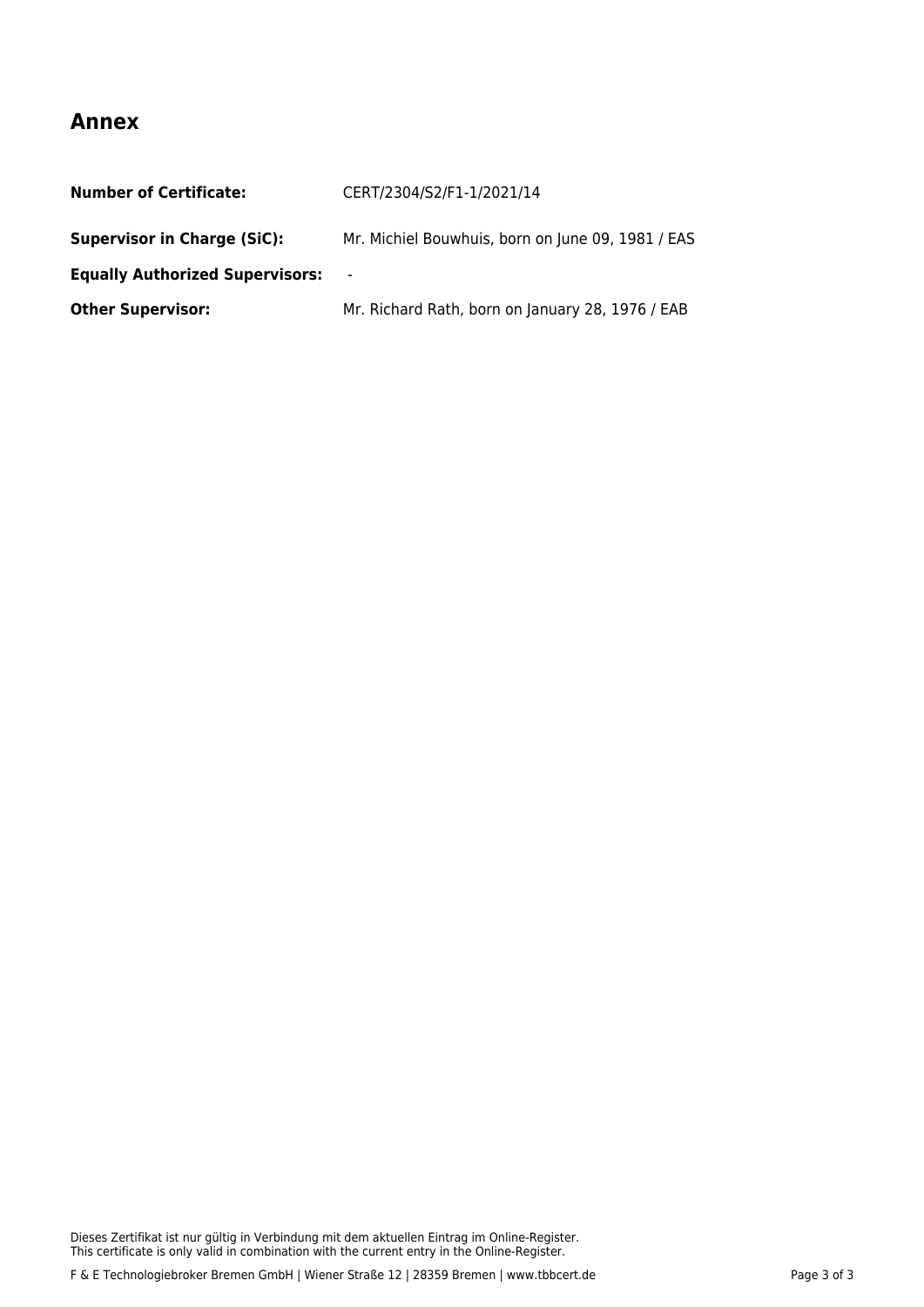## Annex

**Number of Certificate:** CERT/2304/S2/F1-1/2021/14

**Supervisor in Charge (SiC):** Mr. Michiel Bouwhuis, born on June 09, 1981 / EAS

**Equally Authorized Supervisors:** -

**Other Supervisor:** Mr. Richard Rath, born on January 28, 1976 / EAB